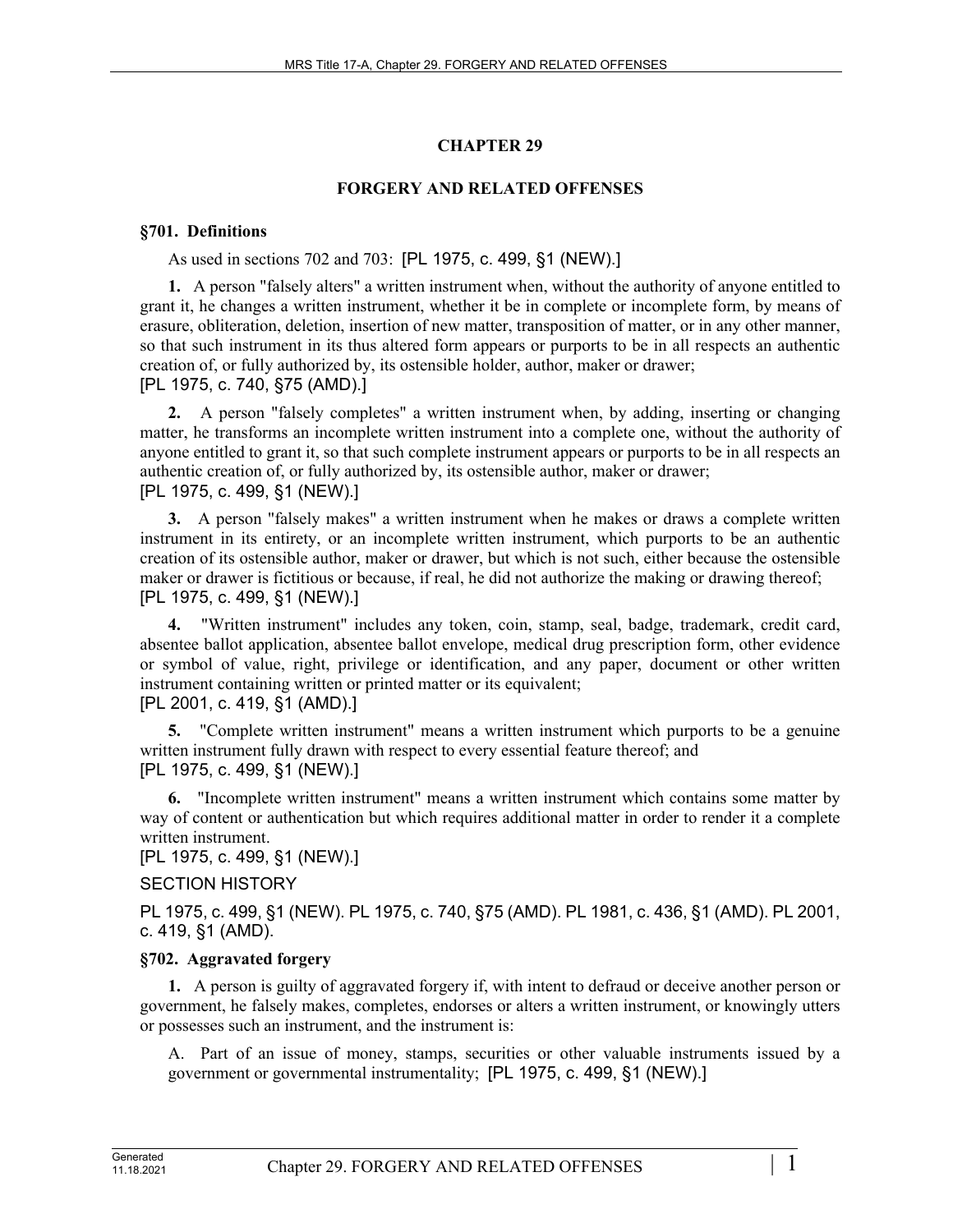# CHAPTER 29

## FORGERY AND RELATED OFFENSES

### §701. Definitions

As used in sections 702 and 703: [PL 1975, c. 499, §1 (NEW).]

**1.** A person "falsely alters" a written instrument when, without the authority of anyone entitled to grant it, he changes a written instrument, whether it be in complete or incomplete form, by means of erasure, obliteration, deletion, insertion of new matter, transposition of matter, or in any other manner, so that such instrument in its thus altered form appears or purports to be in all respects an authentic creation of, or fully authorized by, its ostensible holder, author, maker or drawer;
[PL 1975, c. 740, §75 (AMD).]

**2.** A person "falsely completes" a written instrument when, by adding, inserting or changing matter, he transforms an incomplete written instrument into a complete one, without the authority of anyone entitled to grant it, so that such complete instrument appears or purports to be in all respects an authentic creation of, or fully authorized by, its ostensible author, maker or drawer;
[PL 1975, c. 499, §1 (NEW).]

**3.** A person "falsely makes" a written instrument when he makes or draws a complete written instrument in its entirety, or an incomplete written instrument, which purports to be an authentic creation of its ostensible author, maker or drawer, but which is not such, either because the ostensible maker or drawer is fictitious or because, if real, he did not authorize the making or drawing thereof;
[PL 1975, c. 499, §1 (NEW).]

**4.** "Written instrument" includes any token, coin, stamp, seal, badge, trademark, credit card, absentee ballot application, absentee ballot envelope, medical drug prescription form, other evidence or symbol of value, right, privilege or identification, and any paper, document or other written instrument containing written or printed matter or its equivalent;
[PL 2001, c. 419, §1 (AMD).]

**5.** "Complete written instrument" means a written instrument which purports to be a genuine written instrument fully drawn with respect to every essential feature thereof; and
[PL 1975, c. 499, §1 (NEW).]

**6.** "Incomplete written instrument" means a written instrument which contains some matter by way of content or authentication but which requires additional matter in order to render it a complete written instrument.
[PL 1975, c. 499, §1 (NEW).]

SECTION HISTORY

PL 1975, c. 499, §1 (NEW). PL 1975, c. 740, §75 (AMD). PL 1981, c. 436, §1 (AMD). PL 2001, c. 419, §1 (AMD).

### §702. Aggravated forgery

**1.** A person is guilty of aggravated forgery if, with intent to defraud or deceive another person or government, he falsely makes, completes, endorses or alters a written instrument, or knowingly utters or possesses such an instrument, and the instrument is:

A. Part of an issue of money, stamps, securities or other valuable instruments issued by a government or governmental instrumentality; [PL 1975, c. 499, §1 (NEW).]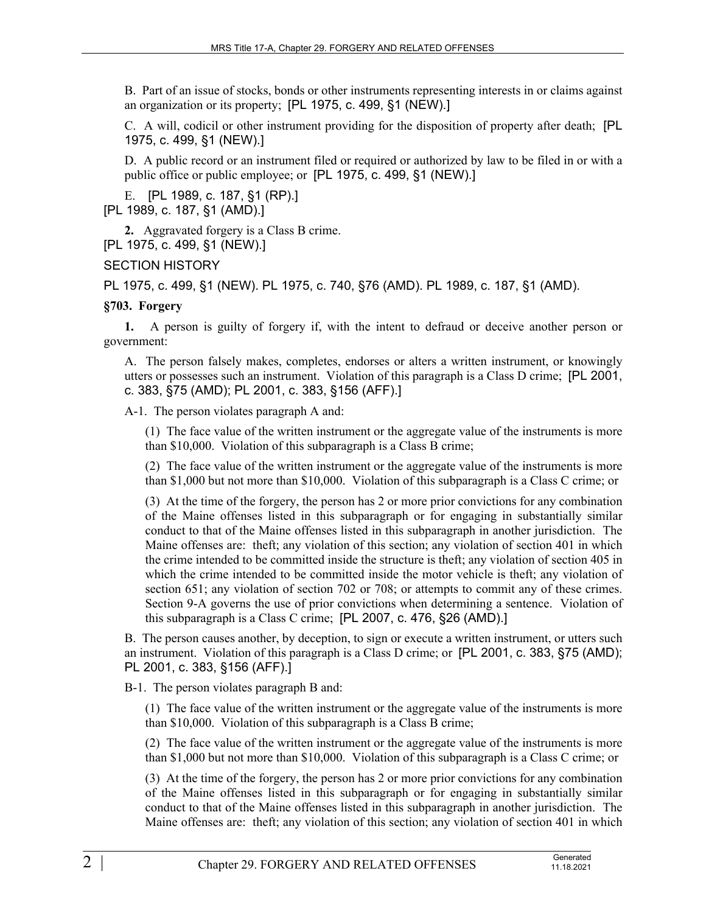B. Part of an issue of stocks, bonds or other instruments representing interests in or claims against an organization or its property; [PL 1975, c. 499, §1 (NEW).]

C. A will, codicil or other instrument providing for the disposition of property after death; [PL 1975, c. 499, §1 (NEW).]

D. A public record or an instrument filed or required or authorized by law to be filed in or with a public office or public employee; or [PL 1975, c. 499, §1 (NEW).]

E. [PL 1989, c. 187, §1 (RP).]

[PL 1989, c. 187, §1 (AMD).]

**2.** Aggravated forgery is a Class B crime.

[PL 1975, c. 499, §1 (NEW).]

SECTION HISTORY

PL 1975, c. 499, §1 (NEW). PL 1975, c. 740, §76 (AMD). PL 1989, c. 187, §1 (AMD).

### §703. Forgery

**1.** A person is guilty of forgery if, with the intent to defraud or deceive another person or government:

A. The person falsely makes, completes, endorses or alters a written instrument, or knowingly utters or possesses such an instrument. Violation of this paragraph is a Class D crime; [PL 2001, c. 383, §75 (AMD); PL 2001, c. 383, §156 (AFF).]

A-1. The person violates paragraph A and:

(1) The face value of the written instrument or the aggregate value of the instruments is more than $10,000. Violation of this subparagraph is a Class B crime;

(2) The face value of the written instrument or the aggregate value of the instruments is more than $1,000 but not more than $10,000. Violation of this subparagraph is a Class C crime; or

(3) At the time of the forgery, the person has 2 or more prior convictions for any combination of the Maine offenses listed in this subparagraph or for engaging in substantially similar conduct to that of the Maine offenses listed in this subparagraph in another jurisdiction. The Maine offenses are: theft; any violation of this section; any violation of section 401 in which the crime intended to be committed inside the structure is theft; any violation of section 405 in which the crime intended to be committed inside the motor vehicle is theft; any violation of section 651; any violation of section 702 or 708; or attempts to commit any of these crimes. Section 9-A governs the use of prior convictions when determining a sentence. Violation of this subparagraph is a Class C crime; [PL 2007, c. 476, §26 (AMD).]

B. The person causes another, by deception, to sign or execute a written instrument, or utters such an instrument. Violation of this paragraph is a Class D crime; or [PL 2001, c. 383, §75 (AMD); PL 2001, c. 383, §156 (AFF).]

B-1. The person violates paragraph B and:

(1) The face value of the written instrument or the aggregate value of the instruments is more than $10,000. Violation of this subparagraph is a Class B crime;

(2) The face value of the written instrument or the aggregate value of the instruments is more than $1,000 but not more than $10,000. Violation of this subparagraph is a Class C crime; or

(3) At the time of the forgery, the person has 2 or more prior convictions for any combination of the Maine offenses listed in this subparagraph or for engaging in substantially similar conduct to that of the Maine offenses listed in this subparagraph in another jurisdiction. The Maine offenses are: theft; any violation of this section; any violation of section 401 in which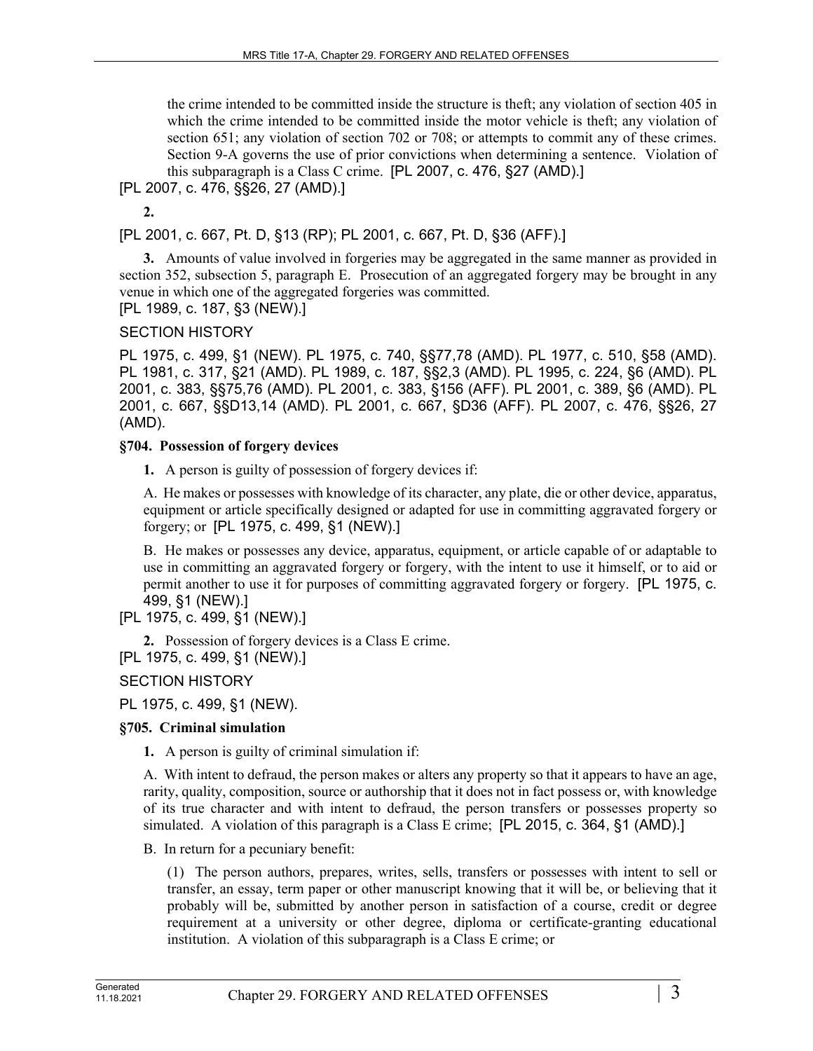the crime intended to be committed inside the structure is theft; any violation of section 405 in which the crime intended to be committed inside the motor vehicle is theft; any violation of section 651; any violation of section 702 or 708; or attempts to commit any of these crimes. Section 9-A governs the use of prior convictions when determining a sentence. Violation of this subparagraph is a Class C crime. [PL 2007, c. 476, §27 (AMD).]

[PL 2007, c. 476, §§26, 27 (AMD).]

**2.**

[PL 2001, c. 667, Pt. D, §13 (RP); PL 2001, c. 667, Pt. D, §36 (AFF).]

**3.** Amounts of value involved in forgeries may be aggregated in the same manner as provided in section 352, subsection 5, paragraph E. Prosecution of an aggregated forgery may be brought in any venue in which one of the aggregated forgeries was committed.

[PL 1989, c. 187, §3 (NEW).]

SECTION HISTORY

PL 1975, c. 499, §1 (NEW). PL 1975, c. 740, §§77,78 (AMD). PL 1977, c. 510, §58 (AMD). PL 1981, c. 317, §21 (AMD). PL 1989, c. 187, §§2,3 (AMD). PL 1995, c. 224, §6 (AMD). PL 2001, c. 383, §§75,76 (AMD). PL 2001, c. 383, §156 (AFF). PL 2001, c. 389, §6 (AMD). PL 2001, c. 667, §§D13,14 (AMD). PL 2001, c. 667, §D36 (AFF). PL 2007, c. 476, §§26, 27 (AMD).

### §704. Possession of forgery devices

**1.** A person is guilty of possession of forgery devices if:

A. He makes or possesses with knowledge of its character, any plate, die or other device, apparatus, equipment or article specifically designed or adapted for use in committing aggravated forgery or forgery; or [PL 1975, c. 499, §1 (NEW).]

B. He makes or possesses any device, apparatus, equipment, or article capable of or adaptable to use in committing an aggravated forgery or forgery, with the intent to use it himself, or to aid or permit another to use it for purposes of committing aggravated forgery or forgery. [PL 1975, c. 499, §1 (NEW).]

[PL 1975, c. 499, §1 (NEW).]

**2.** Possession of forgery devices is a Class E crime.

[PL 1975, c. 499, §1 (NEW).]

SECTION HISTORY

PL 1975, c. 499, §1 (NEW).

### §705. Criminal simulation

**1.** A person is guilty of criminal simulation if:

A. With intent to defraud, the person makes or alters any property so that it appears to have an age, rarity, quality, composition, source or authorship that it does not in fact possess or, with knowledge of its true character and with intent to defraud, the person transfers or possesses property so simulated. A violation of this paragraph is a Class E crime; [PL 2015, c. 364, §1 (AMD).]

B. In return for a pecuniary benefit:

(1) The person authors, prepares, writes, sells, transfers or possesses with intent to sell or transfer, an essay, term paper or other manuscript knowing that it will be, or believing that it probably will be, submitted by another person in satisfaction of a course, credit or degree requirement at a university or other degree, diploma or certificate-granting educational institution. A violation of this subparagraph is a Class E crime; or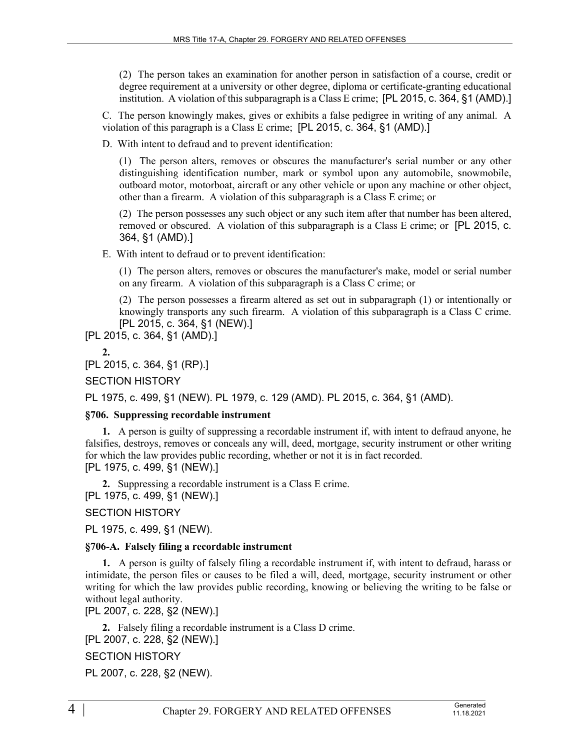(2) The person takes an examination for another person in satisfaction of a course, credit or degree requirement at a university or other degree, diploma or certificate-granting educational institution. A violation of this subparagraph is a Class E crime; [PL 2015, c. 364, §1 (AMD).]

C. The person knowingly makes, gives or exhibits a false pedigree in writing of any animal. A violation of this paragraph is a Class E crime; [PL 2015, c. 364, §1 (AMD).]

D. With intent to defraud and to prevent identification:

(1) The person alters, removes or obscures the manufacturer's serial number or any other distinguishing identification number, mark or symbol upon any automobile, snowmobile, outboard motor, motorboat, aircraft or any other vehicle or upon any machine or other object, other than a firearm. A violation of this subparagraph is a Class E crime; or

(2) The person possesses any such object or any such item after that number has been altered, removed or obscured. A violation of this subparagraph is a Class E crime; or [PL 2015, c. 364, §1 (AMD).]

E. With intent to defraud or to prevent identification:

(1) The person alters, removes or obscures the manufacturer's make, model or serial number on any firearm. A violation of this subparagraph is a Class C crime; or

(2) The person possesses a firearm altered as set out in subparagraph (1) or intentionally or knowingly transports any such firearm. A violation of this subparagraph is a Class C crime. [PL 2015, c. 364, §1 (NEW).]

[PL 2015, c. 364, §1 (AMD).]

**2.**

[PL 2015, c. 364, §1 (RP).]

SECTION HISTORY

PL 1975, c. 499, §1 (NEW). PL 1979, c. 129 (AMD). PL 2015, c. 364, §1 (AMD).

### §706. Suppressing recordable instrument

**1.** A person is guilty of suppressing a recordable instrument if, with intent to defraud anyone, he falsifies, destroys, removes or conceals any will, deed, mortgage, security instrument or other writing for which the law provides public recording, whether or not it is in fact recorded.

[PL 1975, c. 499, §1 (NEW).]

**2.** Suppressing a recordable instrument is a Class E crime.

[PL 1975, c. 499, §1 (NEW).]

SECTION HISTORY

PL 1975, c. 499, §1 (NEW).

### §706-A. Falsely filing a recordable instrument

**1.** A person is guilty of falsely filing a recordable instrument if, with intent to defraud, harass or intimidate, the person files or causes to be filed a will, deed, mortgage, security instrument or other writing for which the law provides public recording, knowing or believing the writing to be false or without legal authority.

[PL 2007, c. 228, §2 (NEW).]

**2.** Falsely filing a recordable instrument is a Class D crime.

[PL 2007, c. 228, §2 (NEW).]

SECTION HISTORY

PL 2007, c. 228, §2 (NEW).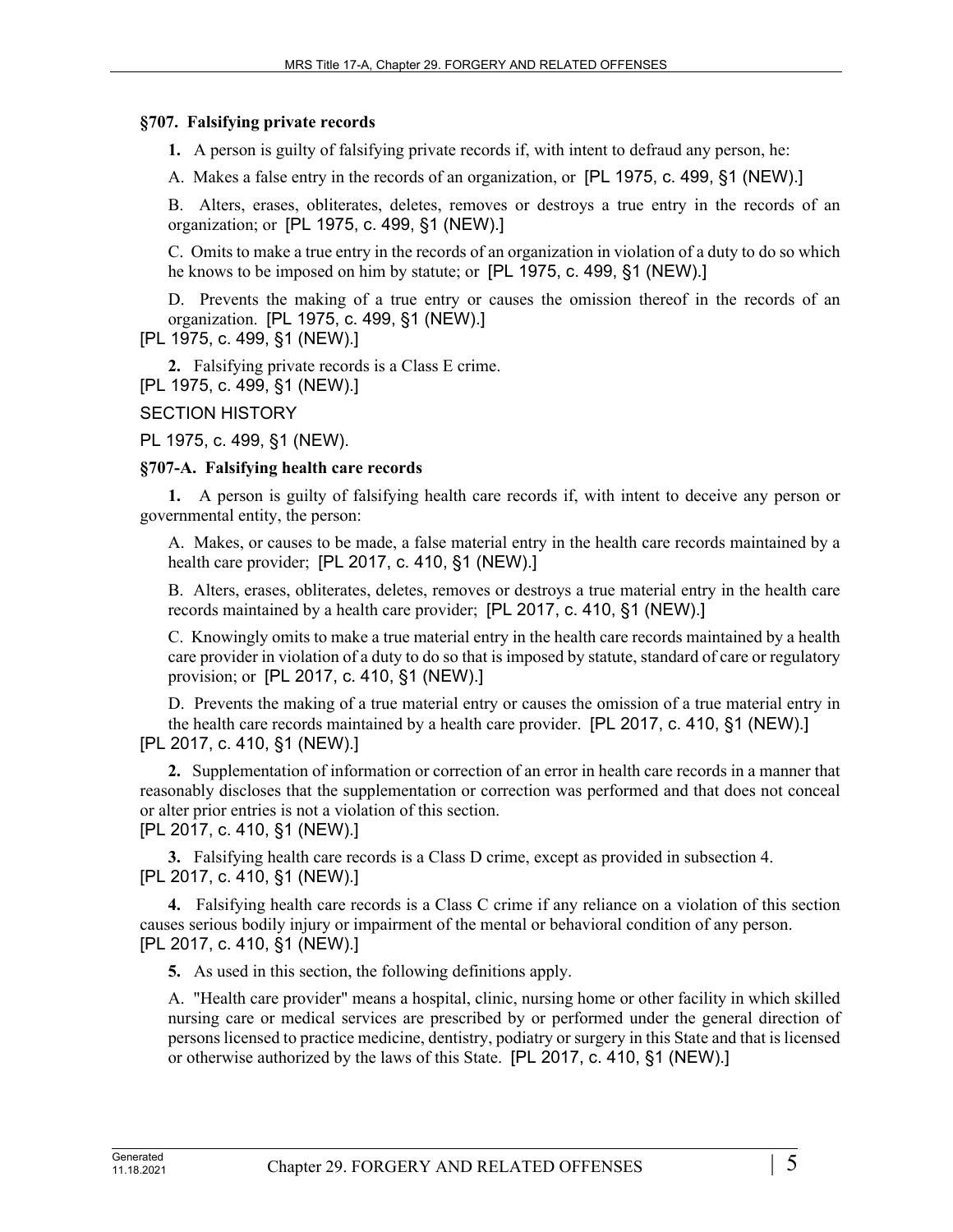### §707. Falsifying private records

**1.** A person is guilty of falsifying private records if, with intent to defraud any person, he:

A. Makes a false entry in the records of an organization, or [PL 1975, c. 499, §1 (NEW).]

B. Alters, erases, obliterates, deletes, removes or destroys a true entry in the records of an organization; or [PL 1975, c. 499, §1 (NEW).]

C. Omits to make a true entry in the records of an organization in violation of a duty to do so which he knows to be imposed on him by statute; or [PL 1975, c. 499, §1 (NEW).]

D. Prevents the making of a true entry or causes the omission thereof in the records of an organization. [PL 1975, c. 499, §1 (NEW).]

[PL 1975, c. 499, §1 (NEW).]

**2.** Falsifying private records is a Class E crime.

[PL 1975, c. 499, §1 (NEW).]

SECTION HISTORY

PL 1975, c. 499, §1 (NEW).

### §707-A. Falsifying health care records

**1.** A person is guilty of falsifying health care records if, with intent to deceive any person or governmental entity, the person:

A. Makes, or causes to be made, a false material entry in the health care records maintained by a health care provider; [PL 2017, c. 410, §1 (NEW).]

B. Alters, erases, obliterates, deletes, removes or destroys a true material entry in the health care records maintained by a health care provider; [PL 2017, c. 410, §1 (NEW).]

C. Knowingly omits to make a true material entry in the health care records maintained by a health care provider in violation of a duty to do so that is imposed by statute, standard of care or regulatory provision; or [PL 2017, c. 410, §1 (NEW).]

D. Prevents the making of a true material entry or causes the omission of a true material entry in the health care records maintained by a health care provider. [PL 2017, c. 410, §1 (NEW).]

[PL 2017, c. 410, §1 (NEW).]

**2.** Supplementation of information or correction of an error in health care records in a manner that reasonably discloses that the supplementation or correction was performed and that does not conceal or alter prior entries is not a violation of this section.

[PL 2017, c. 410, §1 (NEW).]

**3.** Falsifying health care records is a Class D crime, except as provided in subsection 4.

[PL 2017, c. 410, §1 (NEW).]

**4.** Falsifying health care records is a Class C crime if any reliance on a violation of this section causes serious bodily injury or impairment of the mental or behavioral condition of any person.

[PL 2017, c. 410, §1 (NEW).]

**5.** As used in this section, the following definitions apply.

A. "Health care provider" means a hospital, clinic, nursing home or other facility in which skilled nursing care or medical services are prescribed by or performed under the general direction of persons licensed to practice medicine, dentistry, podiatry or surgery in this State and that is licensed or otherwise authorized by the laws of this State. [PL 2017, c. 410, §1 (NEW).]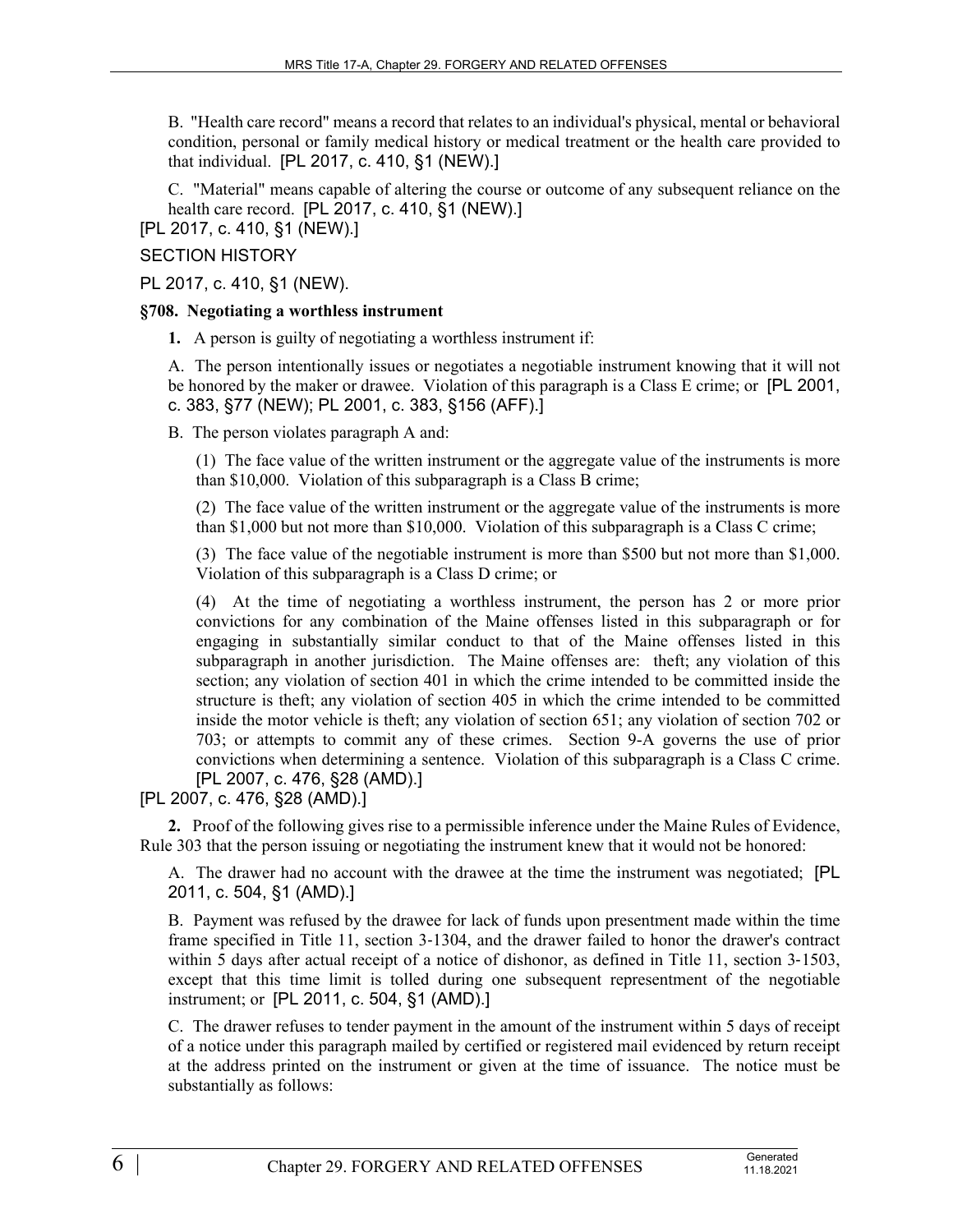B. "Health care record" means a record that relates to an individual's physical, mental or behavioral condition, personal or family medical history or medical treatment or the health care provided to that individual. [PL 2017, c. 410, §1 (NEW).]

C. "Material" means capable of altering the course or outcome of any subsequent reliance on the health care record. [PL 2017, c. 410, §1 (NEW).]

[PL 2017, c. 410, §1 (NEW).]

SECTION HISTORY

PL 2017, c. 410, §1 (NEW).

**§708. Negotiating a worthless instrument**

**1.** A person is guilty of negotiating a worthless instrument if:

A. The person intentionally issues or negotiates a negotiable instrument knowing that it will not be honored by the maker or drawee. Violation of this paragraph is a Class E crime; or [PL 2001, c. 383, §77 (NEW); PL 2001, c. 383, §156 (AFF).]

B. The person violates paragraph A and:

(1) The face value of the written instrument or the aggregate value of the instruments is more than $10,000. Violation of this subparagraph is a Class B crime;

(2) The face value of the written instrument or the aggregate value of the instruments is more than $1,000 but not more than $10,000. Violation of this subparagraph is a Class C crime;

(3) The face value of the negotiable instrument is more than $500 but not more than $1,000. Violation of this subparagraph is a Class D crime; or

(4) At the time of negotiating a worthless instrument, the person has 2 or more prior convictions for any combination of the Maine offenses listed in this subparagraph or for engaging in substantially similar conduct to that of the Maine offenses listed in this subparagraph in another jurisdiction. The Maine offenses are: theft; any violation of this section; any violation of section 401 in which the crime intended to be committed inside the structure is theft; any violation of section 405 in which the crime intended to be committed inside the motor vehicle is theft; any violation of section 651; any violation of section 702 or 703; or attempts to commit any of these crimes. Section 9-A governs the use of prior convictions when determining a sentence. Violation of this subparagraph is a Class C crime. [PL 2007, c. 476, §28 (AMD).]

[PL 2007, c. 476, §28 (AMD).]

**2.** Proof of the following gives rise to a permissible inference under the Maine Rules of Evidence, Rule 303 that the person issuing or negotiating the instrument knew that it would not be honored:

A. The drawer had no account with the drawee at the time the instrument was negotiated; [PL 2011, c. 504, §1 (AMD).]

B. Payment was refused by the drawee for lack of funds upon presentment made within the time frame specified in Title 11, section 3-1304, and the drawer failed to honor the drawer's contract within 5 days after actual receipt of a notice of dishonor, as defined in Title 11, section 3-1503, except that this time limit is tolled during one subsequent representment of the negotiable instrument; or [PL 2011, c. 504, §1 (AMD).]

C. The drawer refuses to tender payment in the amount of the instrument within 5 days of receipt of a notice under this paragraph mailed by certified or registered mail evidenced by return receipt at the address printed on the instrument or given at the time of issuance. The notice must be substantially as follows: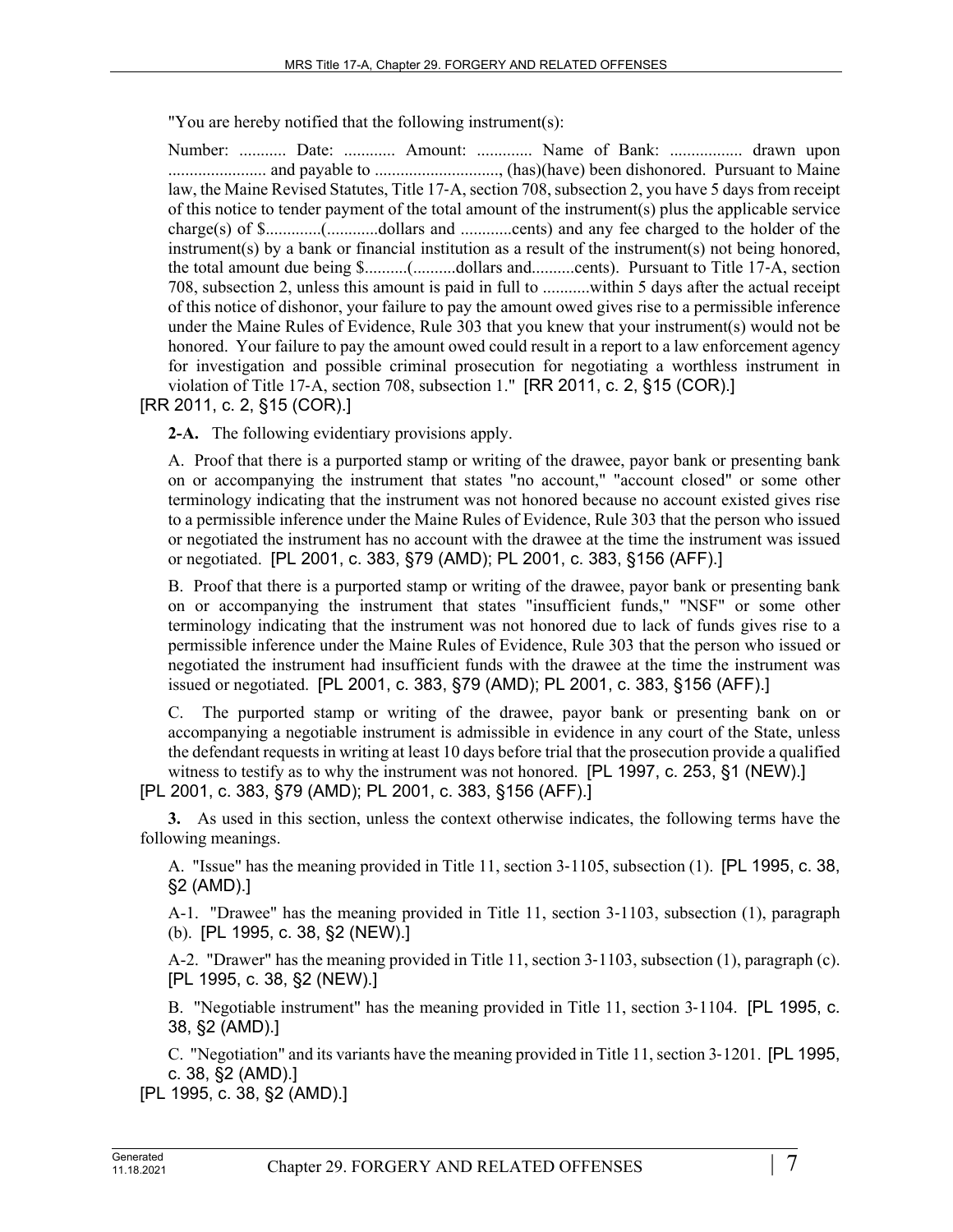"You are hereby notified that the following instrument(s):

Number: ........... Date: ............ Amount: ............. Name of Bank: ................. drawn upon ....................... and payable to ............................., (has)(have) been dishonored. Pursuant to Maine law, the Maine Revised Statutes, Title 17-A, section 708, subsection 2, you have 5 days from receipt of this notice to tender payment of the total amount of the instrument(s) plus the applicable service charge(s) of $.............(............dollars and ............cents) and any fee charged to the holder of the instrument(s) by a bank or financial institution as a result of the instrument(s) not being honored, the total amount due being $..........(..........dollars and..........cents). Pursuant to Title 17-A, section 708, subsection 2, unless this amount is paid in full to ...........within 5 days after the actual receipt of this notice of dishonor, your failure to pay the amount owed gives rise to a permissible inference under the Maine Rules of Evidence, Rule 303 that you knew that your instrument(s) would not be honored. Your failure to pay the amount owed could result in a report to a law enforcement agency for investigation and possible criminal prosecution for negotiating a worthless instrument in violation of Title 17-A, section 708, subsection 1." [RR 2011, c. 2, §15 (COR).]

[RR 2011, c. 2, §15 (COR).]

**2-A.** The following evidentiary provisions apply.

A. Proof that there is a purported stamp or writing of the drawee, payor bank or presenting bank on or accompanying the instrument that states "no account," "account closed" or some other terminology indicating that the instrument was not honored because no account existed gives rise to a permissible inference under the Maine Rules of Evidence, Rule 303 that the person who issued or negotiated the instrument has no account with the drawee at the time the instrument was issued or negotiated. [PL 2001, c. 383, §79 (AMD); PL 2001, c. 383, §156 (AFF).]

B. Proof that there is a purported stamp or writing of the drawee, payor bank or presenting bank on or accompanying the instrument that states "insufficient funds," "NSF" or some other terminology indicating that the instrument was not honored due to lack of funds gives rise to a permissible inference under the Maine Rules of Evidence, Rule 303 that the person who issued or negotiated the instrument had insufficient funds with the drawee at the time the instrument was issued or negotiated. [PL 2001, c. 383, §79 (AMD); PL 2001, c. 383, §156 (AFF).]

C. The purported stamp or writing of the drawee, payor bank or presenting bank on or accompanying a negotiable instrument is admissible in evidence in any court of the State, unless the defendant requests in writing at least 10 days before trial that the prosecution provide a qualified witness to testify as to why the instrument was not honored. [PL 1997, c. 253, §1 (NEW).]

[PL 2001, c. 383, §79 (AMD); PL 2001, c. 383, §156 (AFF).]

**3.** As used in this section, unless the context otherwise indicates, the following terms have the following meanings.

A. "Issue" has the meaning provided in Title 11, section 3-1105, subsection (1). [PL 1995, c. 38, §2 (AMD).]

A-1. "Drawee" has the meaning provided in Title 11, section 3-1103, subsection (1), paragraph (b). [PL 1995, c. 38, §2 (NEW).]

A-2. "Drawer" has the meaning provided in Title 11, section 3-1103, subsection (1), paragraph (c). [PL 1995, c. 38, §2 (NEW).]

B. "Negotiable instrument" has the meaning provided in Title 11, section 3-1104. [PL 1995, c. 38, §2 (AMD).]

C. "Negotiation" and its variants have the meaning provided in Title 11, section 3-1201. [PL 1995, c. 38, §2 (AMD).]

[PL 1995, c. 38, §2 (AMD).]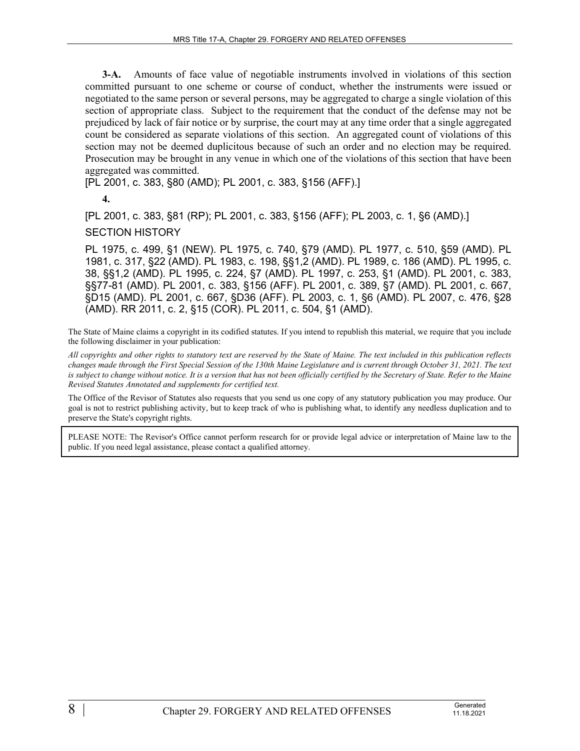**3-A.** Amounts of face value of negotiable instruments involved in violations of this section committed pursuant to one scheme or course of conduct, whether the instruments were issued or negotiated to the same person or several persons, may be aggregated to charge a single violation of this section of appropriate class. Subject to the requirement that the conduct of the defense may not be prejudiced by lack of fair notice or by surprise, the court may at any time order that a single aggregated count be considered as separate violations of this section. An aggregated count of violations of this section may not be deemed duplicitous because of such an order and no election may be required. Prosecution may be brought in any venue in which one of the violations of this section that have been aggregated was committed.

[PL 2001, c. 383, §80 (AMD); PL 2001, c. 383, §156 (AFF).]

**4.**

[PL 2001, c. 383, §81 (RP); PL 2001, c. 383, §156 (AFF); PL 2003, c. 1, §6 (AMD).]

SECTION HISTORY

PL 1975, c. 499, §1 (NEW). PL 1975, c. 740, §79 (AMD). PL 1977, c. 510, §59 (AMD). PL 1981, c. 317, §22 (AMD). PL 1983, c. 198, §§1,2 (AMD). PL 1989, c. 186 (AMD). PL 1995, c. 38, §§1,2 (AMD). PL 1995, c. 224, §7 (AMD). PL 1997, c. 253, §1 (AMD). PL 2001, c. 383, §§77-81 (AMD). PL 2001, c. 383, §156 (AFF). PL 2001, c. 389, §7 (AMD). PL 2001, c. 667, §D15 (AMD). PL 2001, c. 667, §D36 (AFF). PL 2003, c. 1, §6 (AMD). PL 2007, c. 476, §28 (AMD). RR 2011, c. 2, §15 (COR). PL 2011, c. 504, §1 (AMD).

The State of Maine claims a copyright in its codified statutes. If you intend to republish this material, we require that you include the following disclaimer in your publication:

*All copyrights and other rights to statutory text are reserved by the State of Maine. The text included in this publication reflects changes made through the First Special Session of the 130th Maine Legislature and is current through October 31, 2021. The text is subject to change without notice. It is a version that has not been officially certified by the Secretary of State. Refer to the Maine Revised Statutes Annotated and supplements for certified text.*

The Office of the Revisor of Statutes also requests that you send us one copy of any statutory publication you may produce. Our goal is not to restrict publishing activity, but to keep track of who is publishing what, to identify any needless duplication and to preserve the State's copyright rights.

PLEASE NOTE: The Revisor's Office cannot perform research for or provide legal advice or interpretation of Maine law to the public. If you need legal assistance, please contact a qualified attorney.